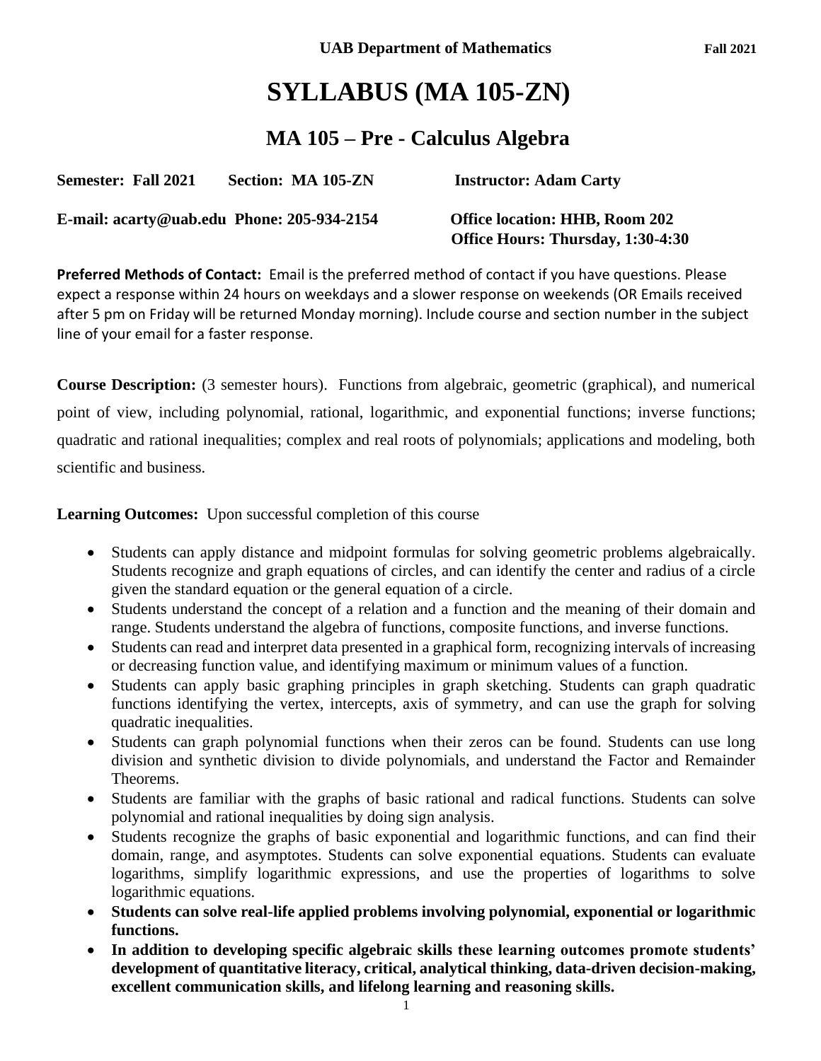**UAB Department of Mathematics** **Fall 2021**

# SYLLABUS (MA 105-ZN)

## MA 105 – Pre - Calculus Algebra

**Semester: Fall 2021** **Section: MA 105-ZN** **Instructor: Adam Carty**

**E-mail: acarty@uab.edu** **Phone: 205-934-2154** **Office location: HHB, Room 202**
**Office Hours: Thursday, 1:30-4:30**

**Preferred Methods of Contact:** Email is the preferred method of contact if you have questions. Please expect a response within 24 hours on weekdays and a slower response on weekends (OR Emails received after 5 pm on Friday will be returned Monday morning). Include course and section number in the subject line of your email for a faster response.

**Course Description:** (3 semester hours). Functions from algebraic, geometric (graphical), and numerical point of view, including polynomial, rational, logarithmic, and exponential functions; inverse functions; quadratic and rational inequalities; complex and real roots of polynomials; applications and modeling, both scientific and business.

**Learning Outcomes:** Upon successful completion of this course

- Students can apply distance and midpoint formulas for solving geometric problems algebraically. Students recognize and graph equations of circles, and can identify the center and radius of a circle given the standard equation or the general equation of a circle.
- Students understand the concept of a relation and a function and the meaning of their domain and range. Students understand the algebra of functions, composite functions, and inverse functions.
- Students can read and interpret data presented in a graphical form, recognizing intervals of increasing or decreasing function value, and identifying maximum or minimum values of a function.
- Students can apply basic graphing principles in graph sketching. Students can graph quadratic functions identifying the vertex, intercepts, axis of symmetry, and can use the graph for solving quadratic inequalities.
- Students can graph polynomial functions when their zeros can be found. Students can use long division and synthetic division to divide polynomials, and understand the Factor and Remainder Theorems.
- Students are familiar with the graphs of basic rational and radical functions. Students can solve polynomial and rational inequalities by doing sign analysis.
- Students recognize the graphs of basic exponential and logarithmic functions, and can find their domain, range, and asymptotes. Students can solve exponential equations. Students can evaluate logarithms, simplify logarithmic expressions, and use the properties of logarithms to solve logarithmic equations.
- **Students can solve real-life applied problems involving polynomial, exponential or logarithmic functions.**
- **In addition to developing specific algebraic skills these learning outcomes promote students' development of quantitative literacy, critical, analytical thinking, data-driven decision-making, excellent communication skills, and lifelong learning and reasoning skills.**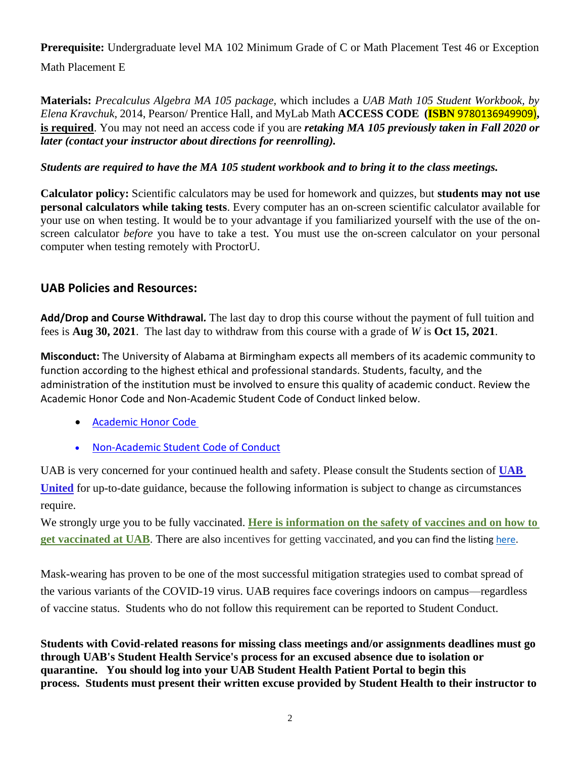**Prerequisite:** Undergraduate level MA 102 Minimum Grade of C or Math Placement Test 46 or Exception Math Placement E

**Materials:** *Precalculus Algebra MA 105 package*, which includes a *UAB Math 105 Student Workbook, by Elena Kravchuk*, 2014, Pearson/ Prentice Hall, and MyLab Math **ACCESS CODE (ISBN** 9780136949909**), is required**. You may not need an access code if you are ***retaking MA 105 previously taken in Fall 2020 or later (contact your instructor about directions for reenrolling).***

***Students are required to have the MA 105 student workbook and to bring it to the class meetings.***

**Calculator policy:** Scientific calculators may be used for homework and quizzes, but **students may not use personal calculators while taking tests**. Every computer has an on-screen scientific calculator available for your use on when testing. It would be to your advantage if you familiarized yourself with the use of the on-screen calculator *before* you have to take a test. You must use the on-screen calculator on your personal computer when testing remotely with ProctorU.

## UAB Policies and Resources:

**Add/Drop and Course Withdrawal.** The last day to drop this course without the payment of full tuition and fees is **Aug 30, 2021**. The last day to withdraw from this course with a grade of *W* is **Oct 15, 2021**.

**Misconduct:** The University of Alabama at Birmingham expects all members of its academic community to function according to the highest ethical and professional standards. Students, faculty, and the administration of the institution must be involved to ensure this quality of academic conduct. Review the Academic Honor Code and Non-Academic Student Code of Conduct linked below.

- Academic Honor Code
- Non-Academic Student Code of Conduct

UAB is very concerned for your continued health and safety. Please consult the Students section of **UAB United** for up-to-date guidance, because the following information is subject to change as circumstances require.

We strongly urge you to be fully vaccinated. **Here is information on the safety of vaccines and on how to get vaccinated at UAB**. There are also incentives for getting vaccinated, and you can find the listing here.

Mask-wearing has proven to be one of the most successful mitigation strategies used to combat spread of the various variants of the COVID-19 virus. UAB requires face coverings indoors on campus—regardless of vaccine status. Students who do not follow this requirement can be reported to Student Conduct.

**Students with Covid-related reasons for missing class meetings and/or assignments deadlines must go through UAB's Student Health Service's process for an excused absence due to isolation or quarantine. You should log into your UAB Student Health Patient Portal to begin this process. Students must present their written excuse provided by Student Health to their instructor to**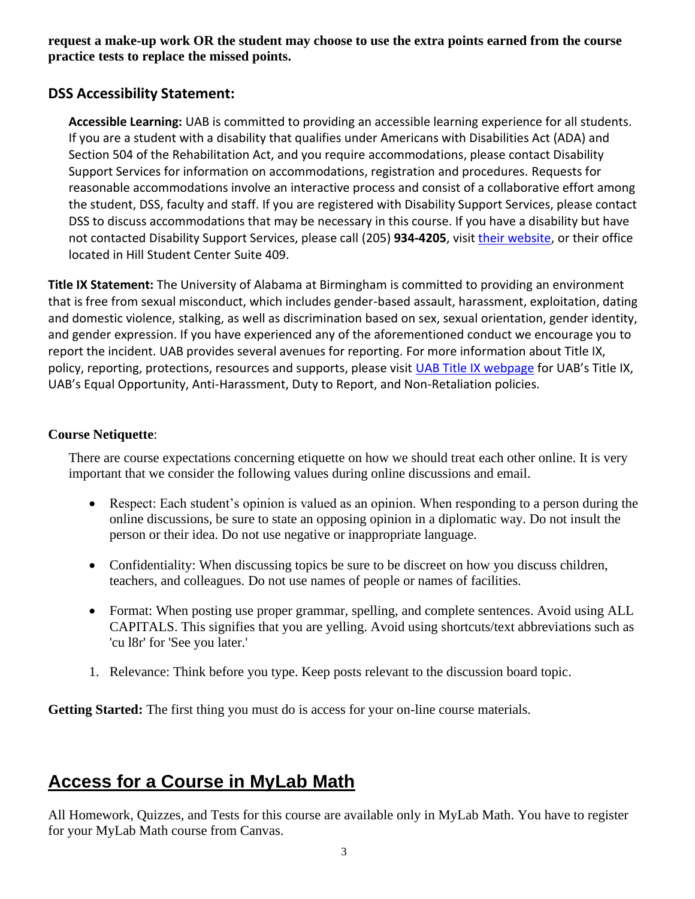**request a make-up work OR the student may choose to use the extra points earned from the course practice tests to replace the missed points.**

## DSS Accessibility Statement:

**Accessible Learning:** UAB is committed to providing an accessible learning experience for all students. If you are a student with a disability that qualifies under Americans with Disabilities Act (ADA) and Section 504 of the Rehabilitation Act, and you require accommodations, please contact Disability Support Services for information on accommodations, registration and procedures. Requests for reasonable accommodations involve an interactive process and consist of a collaborative effort among the student, DSS, faculty and staff. If you are registered with Disability Support Services, please contact DSS to discuss accommodations that may be necessary in this course. If you have a disability but have not contacted Disability Support Services, please call (205) **934-4205**, visit their website, or their office located in Hill Student Center Suite 409.

**Title IX Statement:** The University of Alabama at Birmingham is committed to providing an environment that is free from sexual misconduct, which includes gender-based assault, harassment, exploitation, dating and domestic violence, stalking, as well as discrimination based on sex, sexual orientation, gender identity, and gender expression. If you have experienced any of the aforementioned conduct we encourage you to report the incident. UAB provides several avenues for reporting. For more information about Title IX, policy, reporting, protections, resources and supports, please visit UAB Title IX webpage for UAB's Title IX, UAB's Equal Opportunity, Anti-Harassment, Duty to Report, and Non-Retaliation policies.

**Course Netiquette**:

There are course expectations concerning etiquette on how we should treat each other online. It is very important that we consider the following values during online discussions and email.

- Respect: Each student's opinion is valued as an opinion. When responding to a person during the online discussions, be sure to state an opposing opinion in a diplomatic way. Do not insult the person or their idea. Do not use negative or inappropriate language.
- Confidentiality: When discussing topics be sure to be discreet on how you discuss children, teachers, and colleagues. Do not use names of people or names of facilities.
- Format: When posting use proper grammar, spelling, and complete sentences. Avoid using ALL CAPITALS. This signifies that you are yelling. Avoid using shortcuts/text abbreviations such as 'cu l8r' for 'See you later.'

1. Relevance: Think before you type. Keep posts relevant to the discussion board topic.

**Getting Started:** The first thing you must do is access for your on-line course materials.

# Access for a Course in MyLab Math

All Homework, Quizzes, and Tests for this course are available only in MyLab Math. You have to register for your MyLab Math course from Canvas.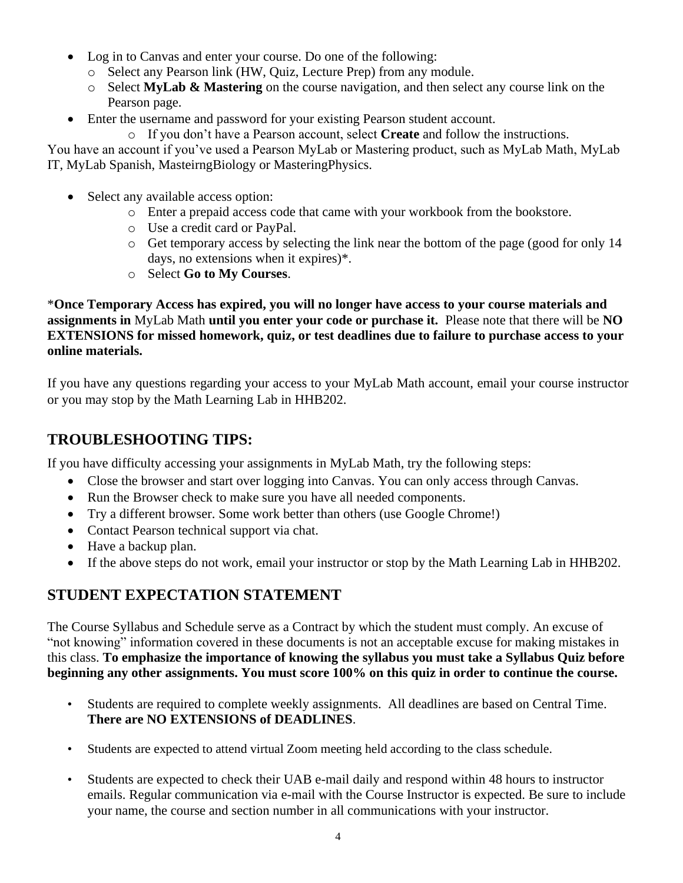- Log in to Canvas and enter your course. Do one of the following:
  - Select any Pearson link (HW, Quiz, Lecture Prep) from any module.
  - Select **MyLab & Mastering** on the course navigation, and then select any course link on the Pearson page.
- Enter the username and password for your existing Pearson student account.
  - If you don't have a Pearson account, select **Create** and follow the instructions.

You have an account if you've used a Pearson MyLab or Mastering product, such as MyLab Math, MyLab IT, MyLab Spanish, MasteirngBiology or MasteringPhysics.

- Select any available access option:
  - Enter a prepaid access code that came with your workbook from the bookstore.
  - Use a credit card or PayPal.
  - Get temporary access by selecting the link near the bottom of the page (good for only 14 days, no extensions when it expires)*.
  - Select **Go to My Courses**.

***Once Temporary Access has expired, you will no longer have access to your course materials and assignments in** MyLab Math **until you enter your code or purchase it.** Please note that there will be **NO EXTENSIONS for missed homework, quiz, or test deadlines due to failure to purchase access to your online materials.**

If you have any questions regarding your access to your MyLab Math account, email your course instructor or you may stop by the Math Learning Lab in HHB202.

## TROUBLESHOOTING TIPS:

If you have difficulty accessing your assignments in MyLab Math, try the following steps:

- Close the browser and start over logging into Canvas. You can only access through Canvas.
- Run the Browser check to make sure you have all needed components.
- Try a different browser. Some work better than others (use Google Chrome!)
- Contact Pearson technical support via chat.
- Have a backup plan.
- If the above steps do not work, email your instructor or stop by the Math Learning Lab in HHB202.

## STUDENT EXPECTATION STATEMENT

The Course Syllabus and Schedule serve as a Contract by which the student must comply. An excuse of "not knowing" information covered in these documents is not an acceptable excuse for making mistakes in this class. **To emphasize the importance of knowing the syllabus you must take a Syllabus Quiz before beginning any other assignments. You must score 100% on this quiz in order to continue the course.**

- Students are required to complete weekly assignments. All deadlines are based on Central Time. **There are NO EXTENSIONS of DEADLINES**.
- Students are expected to attend virtual Zoom meeting held according to the class schedule.
- Students are expected to check their UAB e-mail daily and respond within 48 hours to instructor emails. Regular communication via e-mail with the Course Instructor is expected. Be sure to include your name, the course and section number in all communications with your instructor.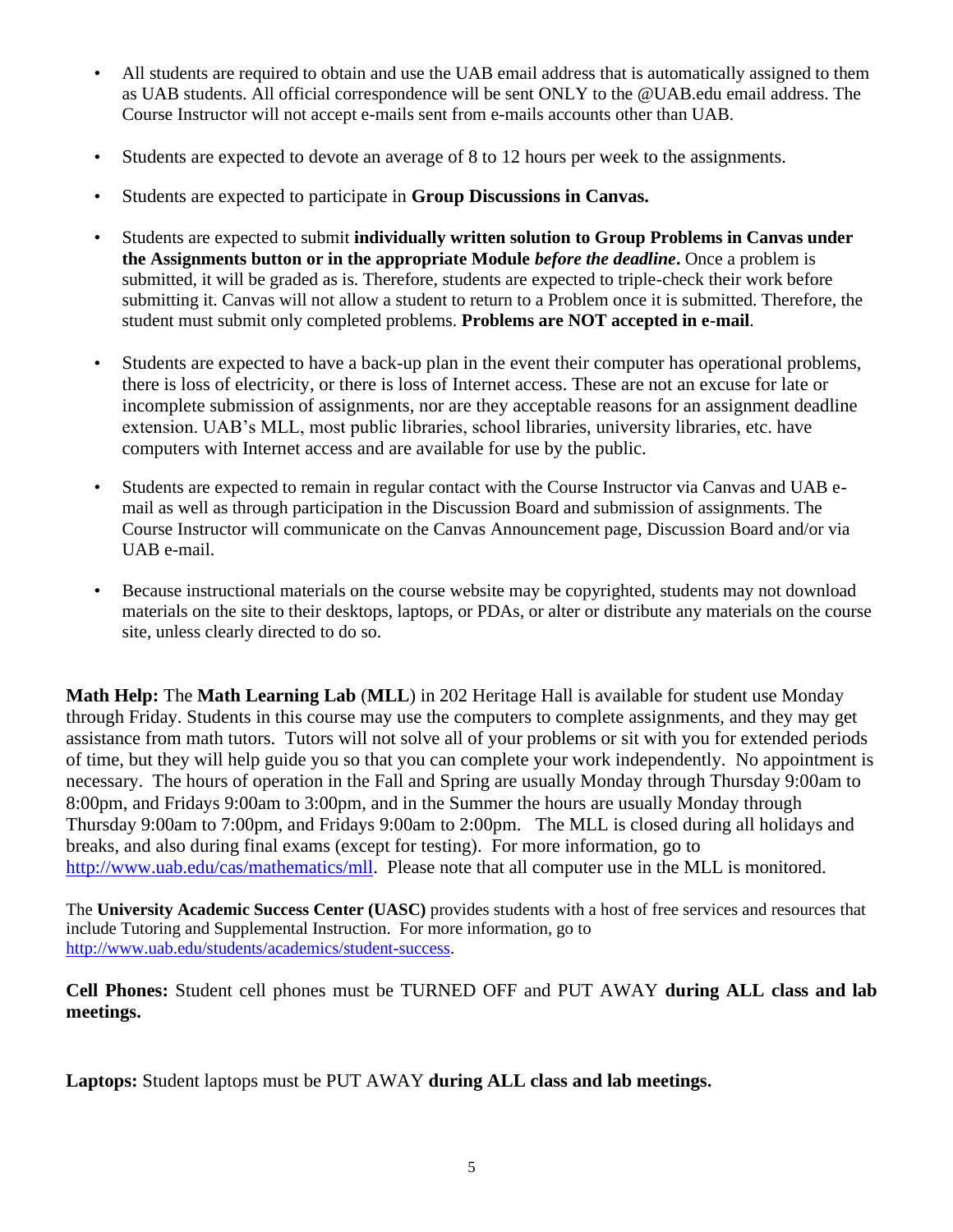- All students are required to obtain and use the UAB email address that is automatically assigned to them as UAB students. All official correspondence will be sent ONLY to the @UAB.edu email address. The Course Instructor will not accept e-mails sent from e-mails accounts other than UAB.
- Students are expected to devote an average of 8 to 12 hours per week to the assignments.
- Students are expected to participate in **Group Discussions in Canvas.**
- Students are expected to submit **individually written solution to Group Problems in Canvas under the Assignments button or in the appropriate Module *before the deadline*.** Once a problem is submitted, it will be graded as is. Therefore, students are expected to triple-check their work before submitting it. Canvas will not allow a student to return to a Problem once it is submitted. Therefore, the student must submit only completed problems. **Problems are NOT accepted in e-mail**.
- Students are expected to have a back-up plan in the event their computer has operational problems, there is loss of electricity, or there is loss of Internet access. These are not an excuse for late or incomplete submission of assignments, nor are they acceptable reasons for an assignment deadline extension. UAB's MLL, most public libraries, school libraries, university libraries, etc. have computers with Internet access and are available for use by the public.
- Students are expected to remain in regular contact with the Course Instructor via Canvas and UAB e-mail as well as through participation in the Discussion Board and submission of assignments. The Course Instructor will communicate on the Canvas Announcement page, Discussion Board and/or via UAB e-mail.
- Because instructional materials on the course website may be copyrighted, students may not download materials on the site to their desktops, laptops, or PDAs, or alter or distribute any materials on the course site, unless clearly directed to do so.

**Math Help:** The **Math Learning Lab** (**MLL**) in 202 Heritage Hall is available for student use Monday through Friday. Students in this course may use the computers to complete assignments, and they may get assistance from math tutors. Tutors will not solve all of your problems or sit with you for extended periods of time, but they will help guide you so that you can complete your work independently. No appointment is necessary. The hours of operation in the Fall and Spring are usually Monday through Thursday 9:00am to 8:00pm, and Fridays 9:00am to 3:00pm, and in the Summer the hours are usually Monday through Thursday 9:00am to 7:00pm, and Fridays 9:00am to 2:00pm. The MLL is closed during all holidays and breaks, and also during final exams (except for testing). For more information, go to http://www.uab.edu/cas/mathematics/mll. Please note that all computer use in the MLL is monitored.

The **University Academic Success Center (UASC)** provides students with a host of free services and resources that include Tutoring and Supplemental Instruction. For more information, go to http://www.uab.edu/students/academics/student-success.

**Cell Phones:** Student cell phones must be TURNED OFF and PUT AWAY **during ALL class and lab meetings.**

**Laptops:** Student laptops must be PUT AWAY **during ALL class and lab meetings.**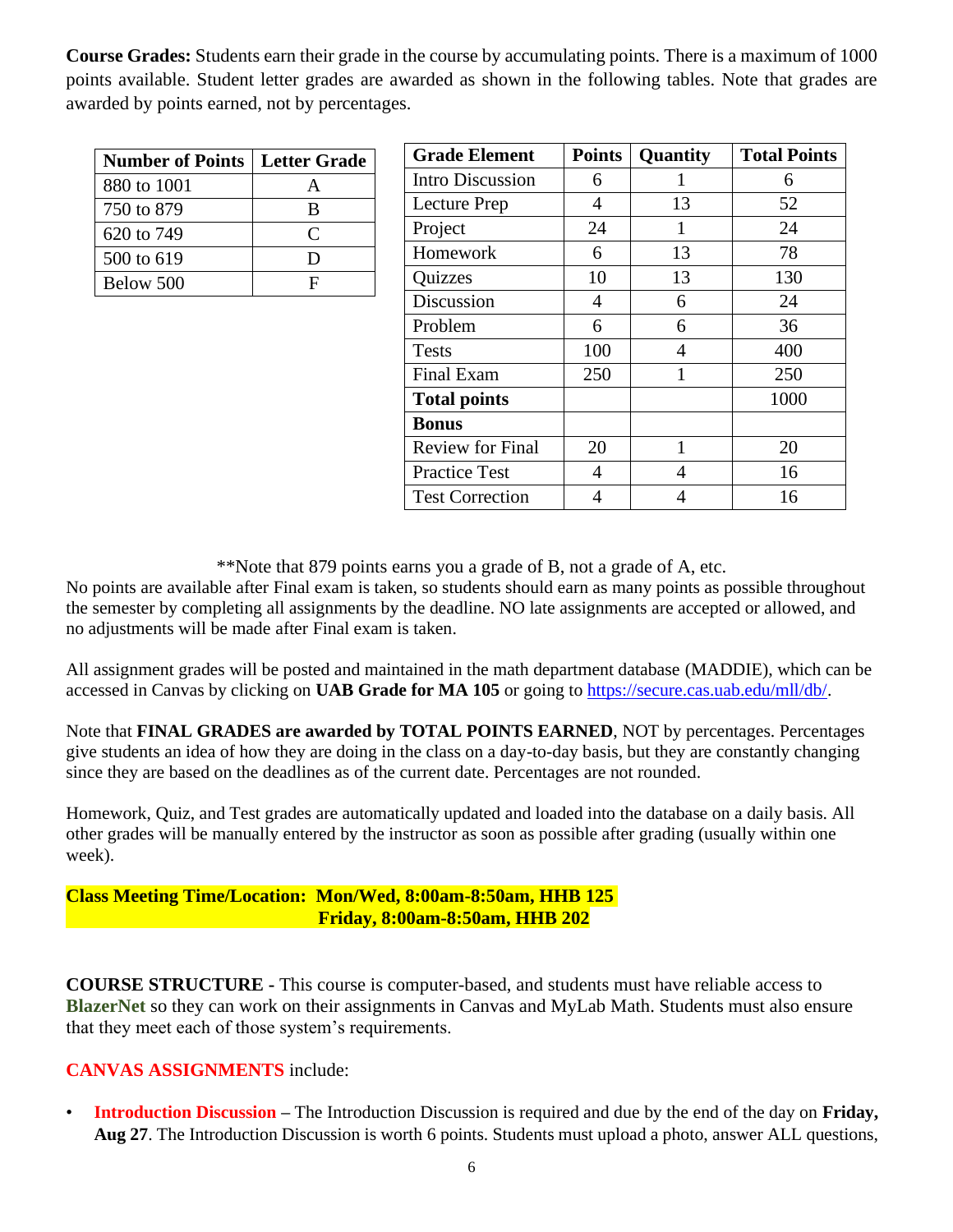**Course Grades:** Students earn their grade in the course by accumulating points. There is a maximum of 1000 points available. Student letter grades are awarded as shown in the following tables. Note that grades are awarded by points earned, not by percentages.

| Number of Points | Letter Grade |
|---|---|
| 880 to 1001 | A |
| 750 to 879 | B |
| 620 to 749 | C |
| 500 to 619 | D |
| Below 500 | F |

| Grade Element | Points | Quantity | Total Points |
|---|---|---|---|
| Intro Discussion | 6 | 1 | 6 |
| Lecture Prep | 4 | 13 | 52 |
| Project | 24 | 1 | 24 |
| Homework | 6 | 13 | 78 |
| Quizzes | 10 | 13 | 130 |
| Discussion | 4 | 6 | 24 |
| Problem | 6 | 6 | 36 |
| Tests | 100 | 4 | 400 |
| Final Exam | 250 | 1 | 250 |
| **Total points** | | | 1000 |
| **Bonus** | | | |
| Review for Final | 20 | 1 | 20 |
| Practice Test | 4 | 4 | 16 |
| Test Correction | 4 | 4 | 16 |

**Note that 879 points earns you a grade of B, not a grade of A, etc.

No points are available after Final exam is taken, so students should earn as many points as possible throughout the semester by completing all assignments by the deadline. NO late assignments are accepted or allowed, and no adjustments will be made after Final exam is taken.

All assignment grades will be posted and maintained in the math department database (MADDIE), which can be accessed in Canvas by clicking on **UAB Grade for MA 105** or going to https://secure.cas.uab.edu/mll/db/.

Note that **FINAL GRADES are awarded by TOTAL POINTS EARNED**, NOT by percentages. Percentages give students an idea of how they are doing in the class on a day-to-day basis, but they are constantly changing since they are based on the deadlines as of the current date. Percentages are not rounded.

Homework, Quiz, and Test grades are automatically updated and loaded into the database on a daily basis. All other grades will be manually entered by the instructor as soon as possible after grading (usually within one week).

**Class Meeting Time/Location: Mon/Wed, 8:00am-8:50am, HHB 125**
**Friday, 8:00am-8:50am, HHB 202**

**COURSE STRUCTURE -** This course is computer-based, and students must have reliable access to **BlazerNet** so they can work on their assignments in Canvas and MyLab Math. Students must also ensure that they meet each of those system's requirements.

**CANVAS ASSIGNMENTS** include:

- **Introduction Discussion** – The Introduction Discussion is required and due by the end of the day on **Friday, Aug 27**. The Introduction Discussion is worth 6 points. Students must upload a photo, answer ALL questions,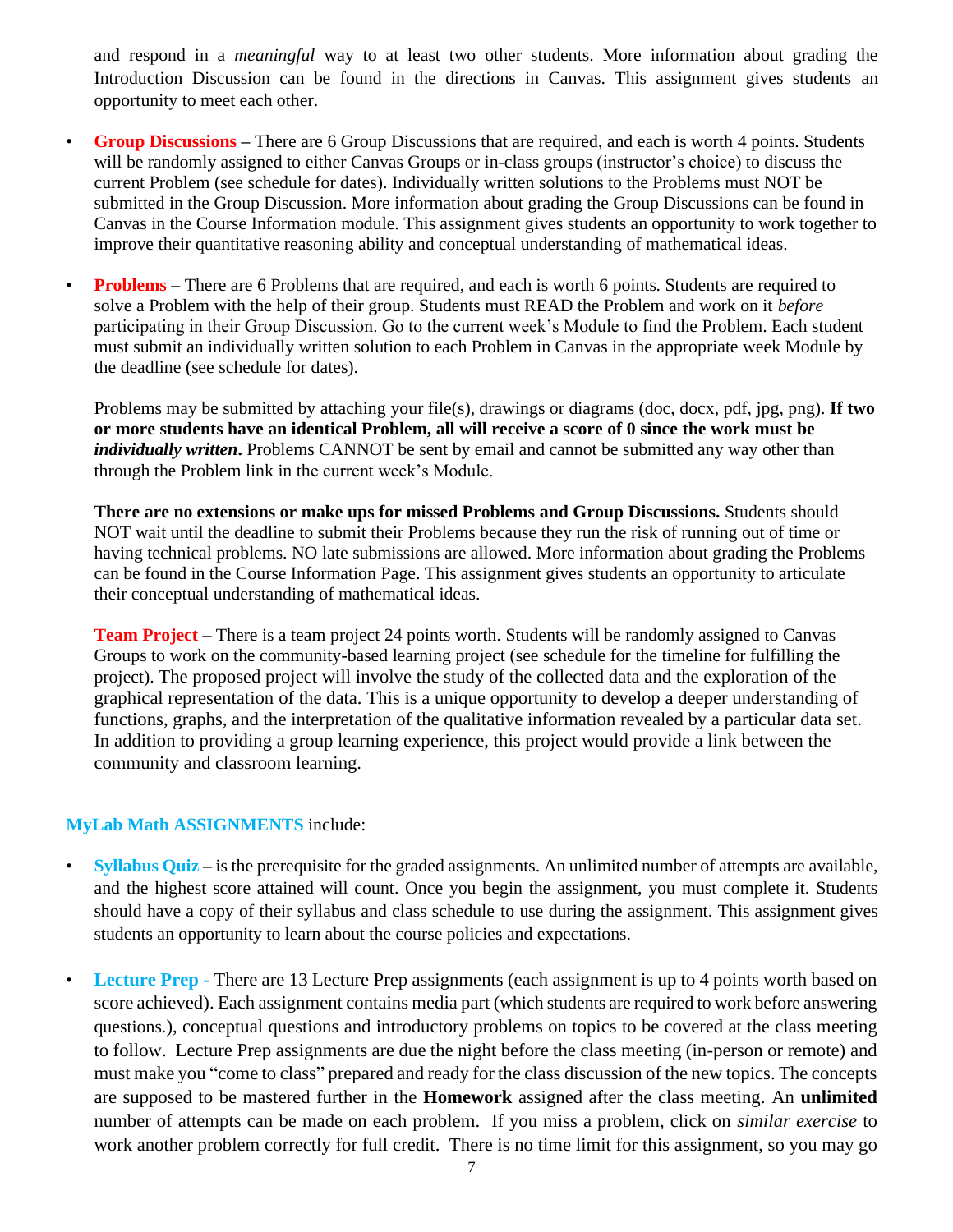and respond in a *meaningful* way to at least two other students. More information about grading the Introduction Discussion can be found in the directions in Canvas. This assignment gives students an opportunity to meet each other.

- **Group Discussions** – There are 6 Group Discussions that are required, and each is worth 4 points. Students will be randomly assigned to either Canvas Groups or in-class groups (instructor's choice) to discuss the current Problem (see schedule for dates). Individually written solutions to the Problems must NOT be submitted in the Group Discussion. More information about grading the Group Discussions can be found in Canvas in the Course Information module. This assignment gives students an opportunity to work together to improve their quantitative reasoning ability and conceptual understanding of mathematical ideas.

- **Problems** – There are 6 Problems that are required, and each is worth 6 points. Students are required to solve a Problem with the help of their group. Students must READ the Problem and work on it *before* participating in their Group Discussion. Go to the current week's Module to find the Problem. Each student must submit an individually written solution to each Problem in Canvas in the appropriate week Module by the deadline (see schedule for dates).

  Problems may be submitted by attaching your file(s), drawings or diagrams (doc, docx, pdf, jpg, png). **If two or more students have an identical Problem, all will receive a score of 0 since the work must be *individually written*.** Problems CANNOT be sent by email and cannot be submitted any way other than through the Problem link in the current week's Module.

  **There are no extensions or make ups for missed Problems and Group Discussions.** Students should NOT wait until the deadline to submit their Problems because they run the risk of running out of time or having technical problems. NO late submissions are allowed. More information about grading the Problems can be found in the Course Information Page. This assignment gives students an opportunity to articulate their conceptual understanding of mathematical ideas.

  **Team Project** – There is a team project 24 points worth. Students will be randomly assigned to Canvas Groups to work on the community-based learning project (see schedule for the timeline for fulfilling the project). The proposed project will involve the study of the collected data and the exploration of the graphical representation of the data. This is a unique opportunity to develop a deeper understanding of functions, graphs, and the interpretation of the qualitative information revealed by a particular data set. In addition to providing a group learning experience, this project would provide a link between the community and classroom learning.

**MyLab Math ASSIGNMENTS** include:

- **Syllabus Quiz** – is the prerequisite for the graded assignments. An unlimited number of attempts are available, and the highest score attained will count. Once you begin the assignment, you must complete it. Students should have a copy of their syllabus and class schedule to use during the assignment. This assignment gives students an opportunity to learn about the course policies and expectations.

- **Lecture Prep** - There are 13 Lecture Prep assignments (each assignment is up to 4 points worth based on score achieved). Each assignment contains media part (which students are required to work before answering questions.), conceptual questions and introductory problems on topics to be covered at the class meeting to follow. Lecture Prep assignments are due the night before the class meeting (in-person or remote) and must make you "come to class" prepared and ready for the class discussion of the new topics. The concepts are supposed to be mastered further in the **Homework** assigned after the class meeting. An **unlimited** number of attempts can be made on each problem. If you miss a problem, click on *similar exercise* to work another problem correctly for full credit. There is no time limit for this assignment, so you may go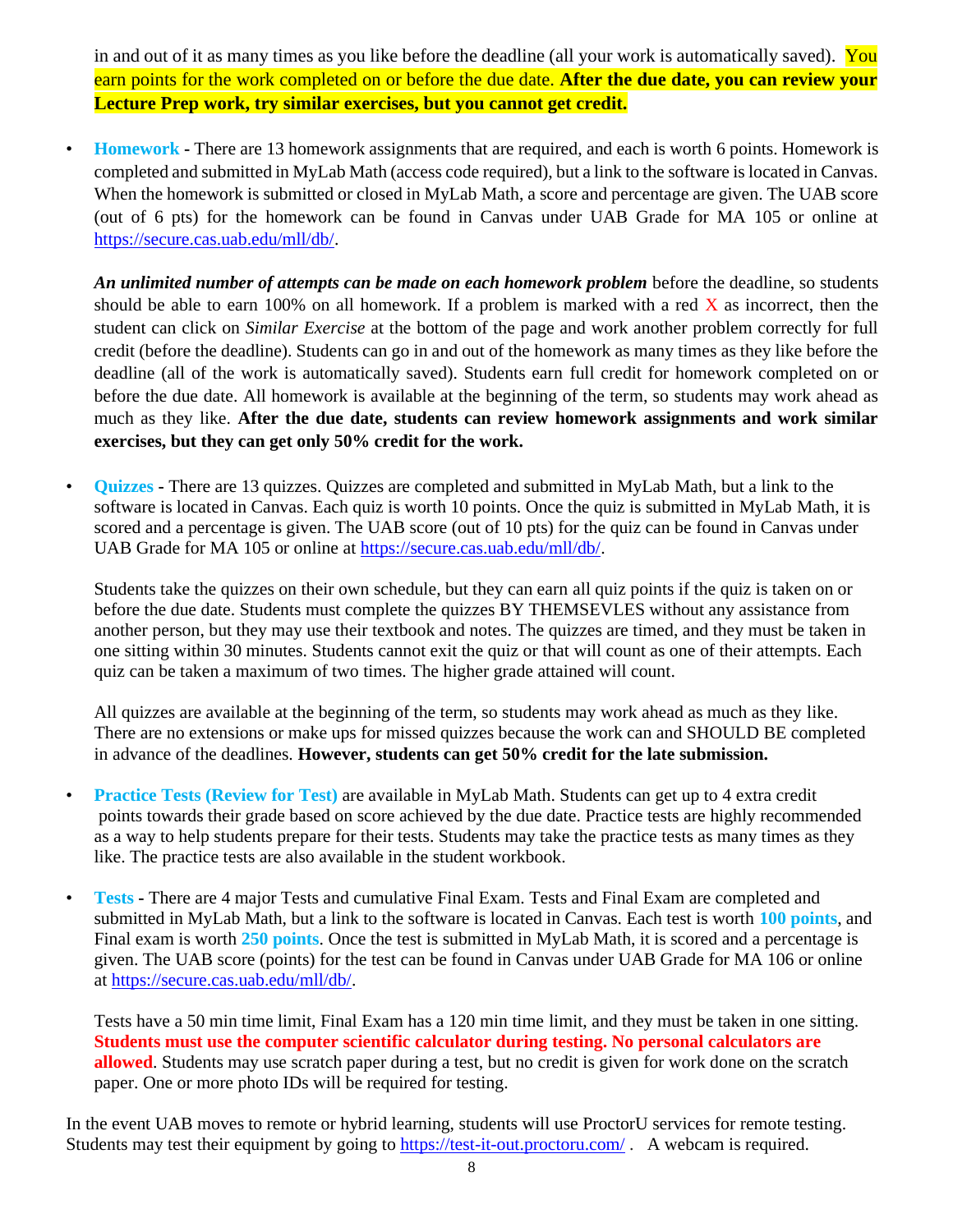in and out of it as many times as you like before the deadline (all your work is automatically saved). You earn points for the work completed on or before the due date. **After the due date, you can review your Lecture Prep work, try similar exercises, but you cannot get credit.**

- **Homework** - There are 13 homework assignments that are required, and each is worth 6 points. Homework is completed and submitted in MyLab Math (access code required), but a link to the software is located in Canvas. When the homework is submitted or closed in MyLab Math, a score and percentage are given. The UAB score (out of 6 pts) for the homework can be found in Canvas under UAB Grade for MA 105 or online at https://secure.cas.uab.edu/mll/db/.

  ***An unlimited number of attempts can be made on each homework problem*** before the deadline, so students should be able to earn 100% on all homework. If a problem is marked with a red X as incorrect, then the student can click on *Similar Exercise* at the bottom of the page and work another problem correctly for full credit (before the deadline). Students can go in and out of the homework as many times as they like before the deadline (all of the work is automatically saved). Students earn full credit for homework completed on or before the due date. All homework is available at the beginning of the term, so students may work ahead as much as they like. **After the due date, students can review homework assignments and work similar exercises, but they can get only 50% credit for the work.**

- **Quizzes** - There are 13 quizzes. Quizzes are completed and submitted in MyLab Math, but a link to the software is located in Canvas. Each quiz is worth 10 points. Once the quiz is submitted in MyLab Math, it is scored and a percentage is given. The UAB score (out of 10 pts) for the quiz can be found in Canvas under UAB Grade for MA 105 or online at https://secure.cas.uab.edu/mll/db/.

  Students take the quizzes on their own schedule, but they can earn all quiz points if the quiz is taken on or before the due date. Students must complete the quizzes BY THEMSEVLES without any assistance from another person, but they may use their textbook and notes. The quizzes are timed, and they must be taken in one sitting within 30 minutes. Students cannot exit the quiz or that will count as one of their attempts. Each quiz can be taken a maximum of two times. The higher grade attained will count.

  All quizzes are available at the beginning of the term, so students may work ahead as much as they like. There are no extensions or make ups for missed quizzes because the work can and SHOULD BE completed in advance of the deadlines. **However, students can get 50% credit for the late submission.**

- **Practice Tests (Review for Test)** are available in MyLab Math. Students can get up to 4 extra credit points towards their grade based on score achieved by the due date. Practice tests are highly recommended as a way to help students prepare for their tests. Students may take the practice tests as many times as they like. The practice tests are also available in the student workbook.

- **Tests** - There are 4 major Tests and cumulative Final Exam. Tests and Final Exam are completed and submitted in MyLab Math, but a link to the software is located in Canvas. Each test is worth **100 points**, and Final exam is worth **250 points**. Once the test is submitted in MyLab Math, it is scored and a percentage is given. The UAB score (points) for the test can be found in Canvas under UAB Grade for MA 106 or online at https://secure.cas.uab.edu/mll/db/.

  Tests have a 50 min time limit, Final Exam has a 120 min time limit, and they must be taken in one sitting. **Students must use the computer scientific calculator during testing. No personal calculators are allowed**. Students may use scratch paper during a test, but no credit is given for work done on the scratch paper. One or more photo IDs will be required for testing.

In the event UAB moves to remote or hybrid learning, students will use ProctorU services for remote testing. Students may test their equipment by going to https://test-it-out.proctoru.com/ . A webcam is required.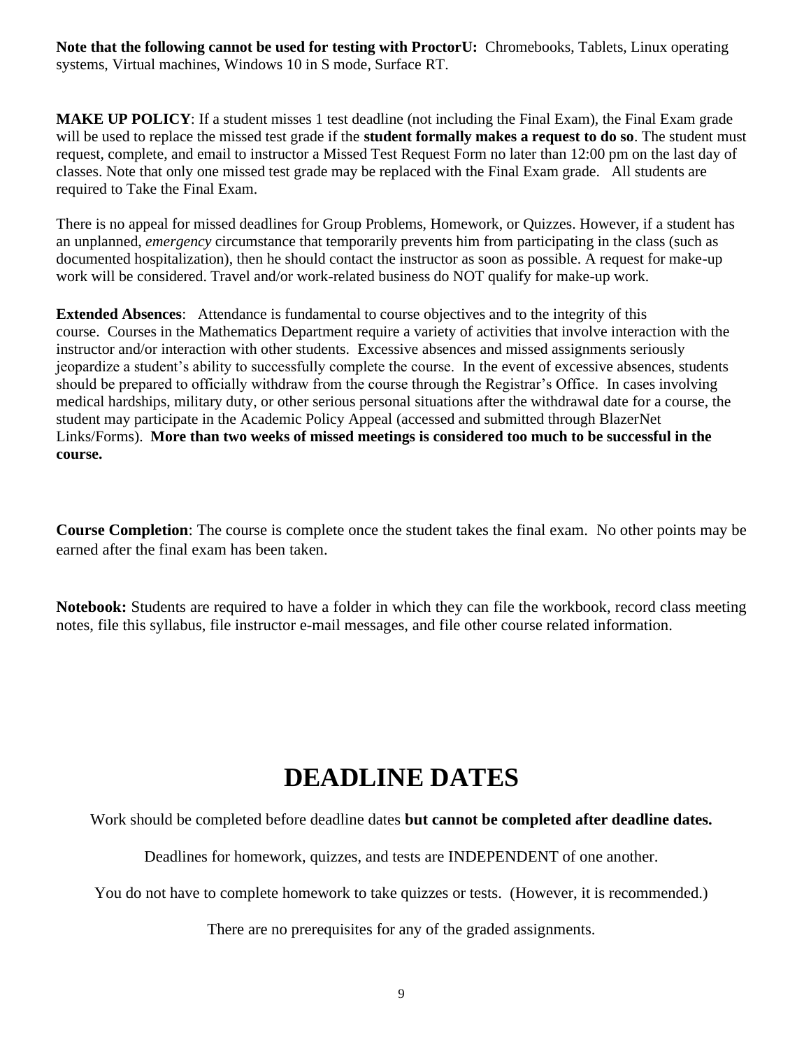**Note that the following cannot be used for testing with ProctorU:** Chromebooks, Tablets, Linux operating systems, Virtual machines, Windows 10 in S mode, Surface RT.

**MAKE UP POLICY**: If a student misses 1 test deadline (not including the Final Exam), the Final Exam grade will be used to replace the missed test grade if the **student formally makes a request to do so**. The student must request, complete, and email to instructor a Missed Test Request Form no later than 12:00 pm on the last day of classes. Note that only one missed test grade may be replaced with the Final Exam grade. All students are required to Take the Final Exam.

There is no appeal for missed deadlines for Group Problems, Homework, or Quizzes. However, if a student has an unplanned, *emergency* circumstance that temporarily prevents him from participating in the class (such as documented hospitalization), then he should contact the instructor as soon as possible. A request for make-up work will be considered. Travel and/or work-related business do NOT qualify for make-up work.

**Extended Absences**: Attendance is fundamental to course objectives and to the integrity of this course. Courses in the Mathematics Department require a variety of activities that involve interaction with the instructor and/or interaction with other students. Excessive absences and missed assignments seriously jeopardize a student's ability to successfully complete the course. In the event of excessive absences, students should be prepared to officially withdraw from the course through the Registrar's Office. In cases involving medical hardships, military duty, or other serious personal situations after the withdrawal date for a course, the student may participate in the Academic Policy Appeal (accessed and submitted through BlazerNet Links/Forms). **More than two weeks of missed meetings is considered too much to be successful in the course.**

**Course Completion**: The course is complete once the student takes the final exam. No other points may be earned after the final exam has been taken.

**Notebook:** Students are required to have a folder in which they can file the workbook, record class meeting notes, file this syllabus, file instructor e-mail messages, and file other course related information.

# DEADLINE DATES

Work should be completed before deadline dates **but cannot be completed after deadline dates.**

Deadlines for homework, quizzes, and tests are INDEPENDENT of one another.

You do not have to complete homework to take quizzes or tests. (However, it is recommended.)

There are no prerequisites for any of the graded assignments.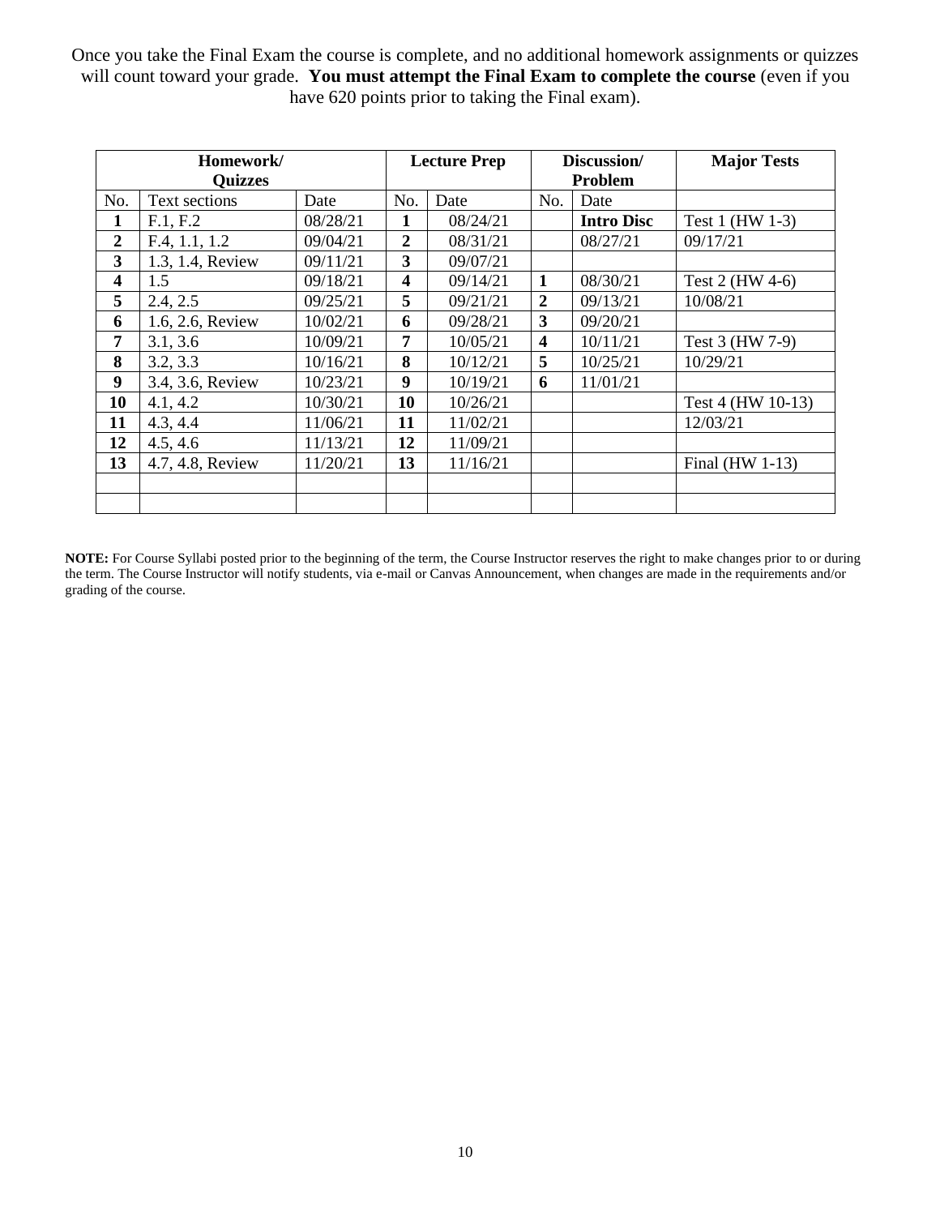Once you take the Final Exam the course is complete, and no additional homework assignments or quizzes will count toward your grade. **You must attempt the Final Exam to complete the course** (even if you have 620 points prior to taking the Final exam).

| **Homework/ Quizzes** | | | **Lecture Prep** | | **Discussion/ Problem** | | **Major Tests** |
|---|---|---|---|---|---|---|---|
| No. | Text sections | Date | No. | Date | No. | Date | |
| **1** | F.1, F.2 | 08/28/21 | **1** | 08/24/21 | | **Intro Disc** | Test 1 (HW 1-3) |
| **2** | F.4, 1.1, 1.2 | 09/04/21 | **2** | 08/31/21 | | 08/27/21 | 09/17/21 |
| **3** | 1.3, 1.4, Review | 09/11/21 | **3** | 09/07/21 | | | |
| **4** | 1.5 | 09/18/21 | **4** | 09/14/21 | **1** | 08/30/21 | Test 2 (HW 4-6) |
| **5** | 2.4, 2.5 | 09/25/21 | **5** | 09/21/21 | **2** | 09/13/21 | 10/08/21 |
| **6** | 1.6, 2.6, Review | 10/02/21 | **6** | 09/28/21 | **3** | 09/20/21 | |
| **7** | 3.1, 3.6 | 10/09/21 | **7** | 10/05/21 | **4** | 10/11/21 | Test 3 (HW 7-9) |
| **8** | 3.2, 3.3 | 10/16/21 | **8** | 10/12/21 | **5** | 10/25/21 | 10/29/21 |
| **9** | 3.4, 3.6, Review | 10/23/21 | **9** | 10/19/21 | **6** | 11/01/21 | |
| **10** | 4.1, 4.2 | 10/30/21 | **10** | 10/26/21 | | | Test 4 (HW 10-13) |
| **11** | 4.3, 4.4 | 11/06/21 | **11** | 11/02/21 | | | 12/03/21 |
| **12** | 4.5, 4.6 | 11/13/21 | **12** | 11/09/21 | | | |
| **13** | 4.7, 4.8, Review | 11/20/21 | **13** | 11/16/21 | | | Final (HW 1-13) |
| | | | | | | | |
| | | | | | | | |

**NOTE:** For Course Syllabi posted prior to the beginning of the term, the Course Instructor reserves the right to make changes prior to or during the term. The Course Instructor will notify students, via e-mail or Canvas Announcement, when changes are made in the requirements and/or grading of the course.